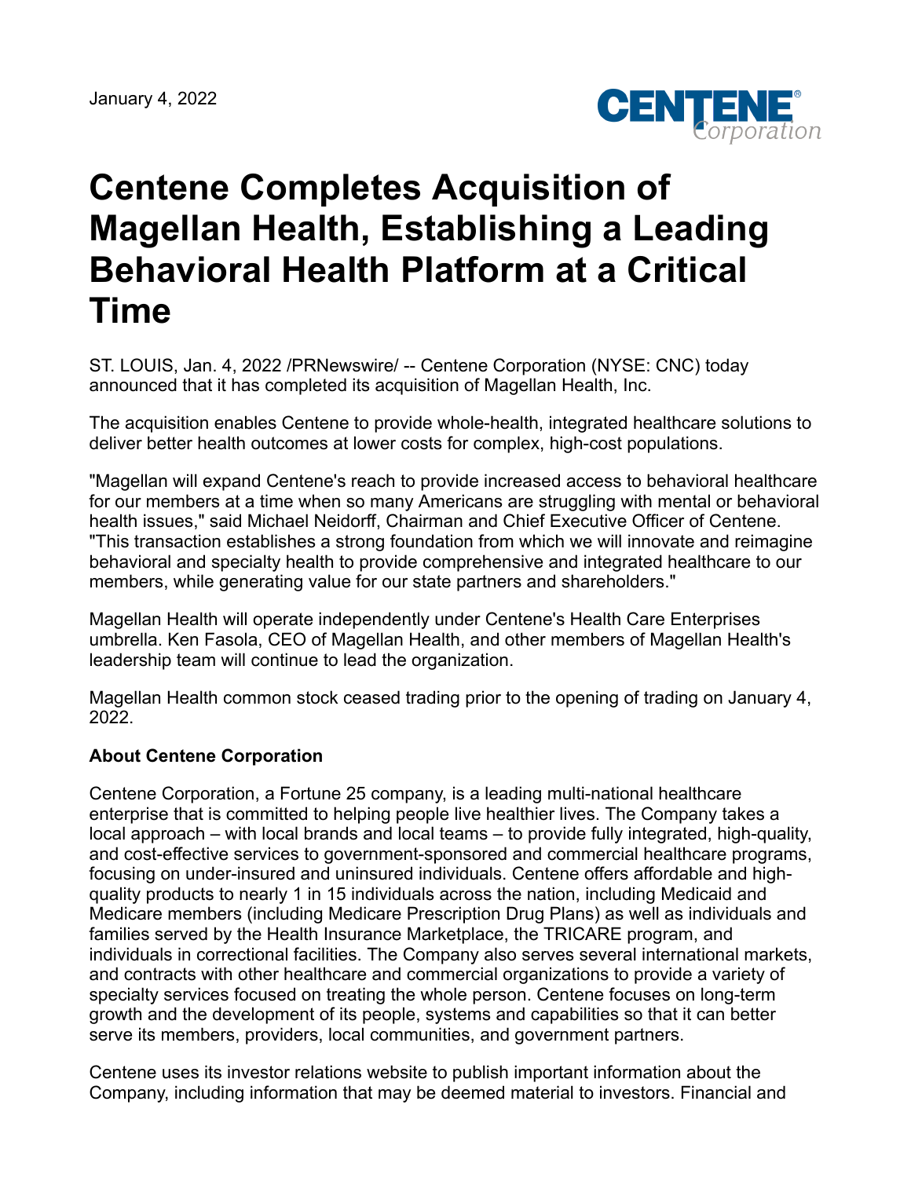January 4, 2022

# Centene Completes Acquisition of Magellan Health, Establishing a Leading Behavioral Health Platform at a Critical Time

ST. LOUIS, Jan. 4, 2022 /PRNewswire/ -- Centene Corporation (NYSE: CNC) today announced that it has completed its acquisition of Magellan Health, Inc.

The acquisition enables Centene to provide whole-health, integrated healthcare solutions to deliver better health outcomes at lower costs for complex, high-cost populations.

"Magellan will expand Centene's reach to provide increased access to behavioral healthcare for our members at a time when so many Americans are struggling with mental or behavioral health issues," said Michael Neidorff, Chairman and Chief Executive Officer of Centene. "This transaction establishes a strong foundation from which we will innovate and reimagine behavioral and specialty health to provide comprehensive and integrated healthcare to our members, while generating value for our state partners and shareholders."

Magellan Health will operate independently under Centene's Health Care Enterprises umbrella. Ken Fasola, CEO of Magellan Health, and other members of Magellan Health's leadership team will continue to lead the organization.

Magellan Health common stock ceased trading prior to the opening of trading on January 4, 2022.

**About Centene Corporation**

Centene Corporation, a Fortune 25 company, is a leading multi-national healthcare enterprise that is committed to helping people live healthier lives. The Company takes a local approach – with local brands and local teams – to provide fully integrated, high-quality, and cost-effective services to government-sponsored and commercial healthcare programs, focusing on under-insured and uninsured individuals. Centene offers affordable and high-quality products to nearly 1 in 15 individuals across the nation, including Medicaid and Medicare members (including Medicare Prescription Drug Plans) as well as individuals and families served by the Health Insurance Marketplace, the TRICARE program, and individuals in correctional facilities. The Company also serves several international markets, and contracts with other healthcare and commercial organizations to provide a variety of specialty services focused on treating the whole person. Centene focuses on long-term growth and the development of its people, systems and capabilities so that it can better serve its members, providers, local communities, and government partners.

Centene uses its investor relations website to publish important information about the Company, including information that may be deemed material to investors. Financial and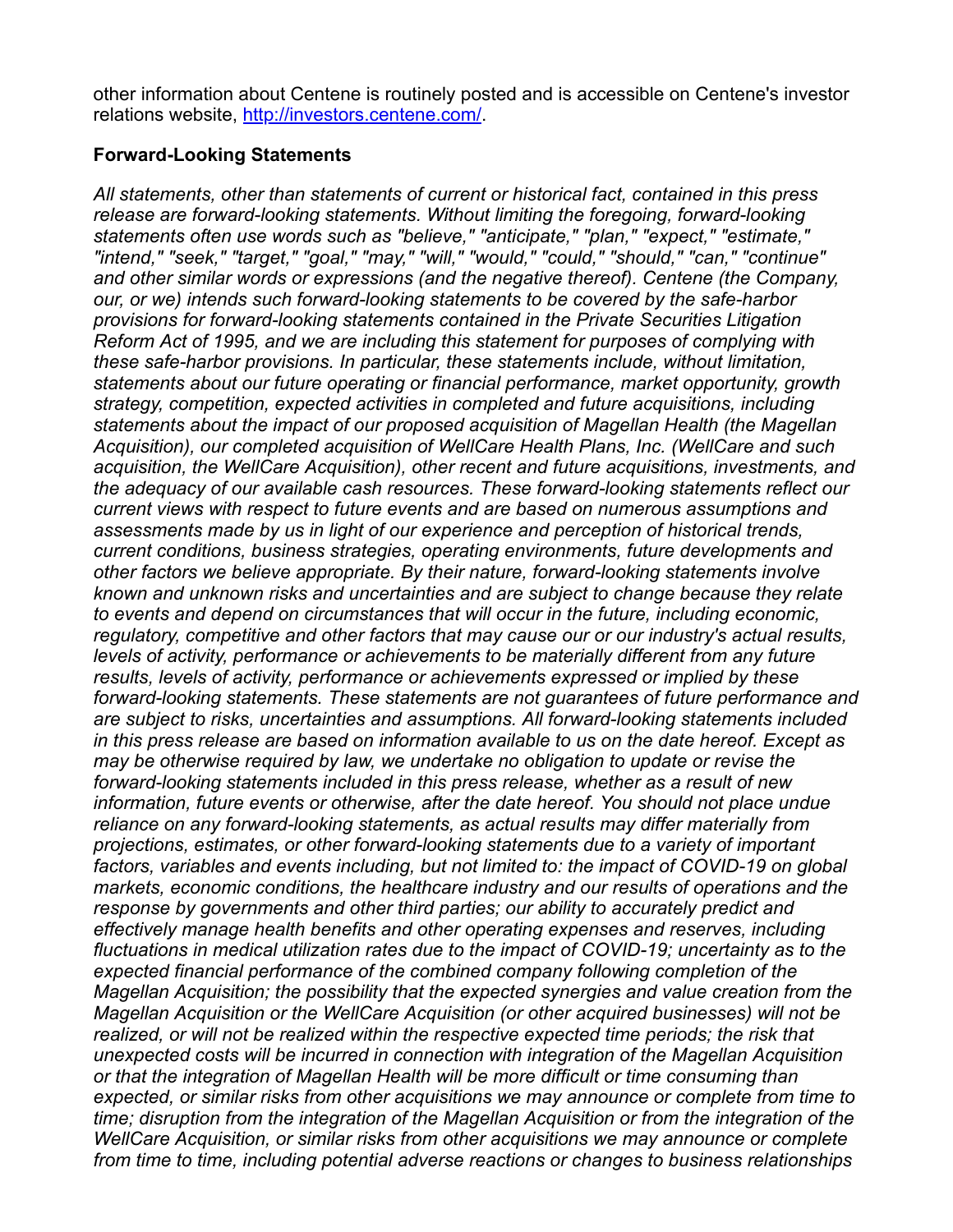other information about Centene is routinely posted and is accessible on Centene's investor relations website, [http://investors.centene.com/](http://investors.centene.com/).

## Forward-Looking Statements

*All statements, other than statements of current or historical fact, contained in this press release are forward-looking statements. Without limiting the foregoing, forward-looking statements often use words such as "believe," "anticipate," "plan," "expect," "estimate," "intend," "seek," "target," "goal," "may," "will," "would," "could," "should," "can," "continue" and other similar words or expressions (and the negative thereof). Centene (the Company, our, or we) intends such forward-looking statements to be covered by the safe-harbor provisions for forward-looking statements contained in the Private Securities Litigation Reform Act of 1995, and we are including this statement for purposes of complying with these safe-harbor provisions. In particular, these statements include, without limitation, statements about our future operating or financial performance, market opportunity, growth strategy, competition, expected activities in completed and future acquisitions, including statements about the impact of our proposed acquisition of Magellan Health (the Magellan Acquisition), our completed acquisition of WellCare Health Plans, Inc. (WellCare and such acquisition, the WellCare Acquisition), other recent and future acquisitions, investments, and the adequacy of our available cash resources. These forward-looking statements reflect our current views with respect to future events and are based on numerous assumptions and assessments made by us in light of our experience and perception of historical trends, current conditions, business strategies, operating environments, future developments and other factors we believe appropriate. By their nature, forward-looking statements involve known and unknown risks and uncertainties and are subject to change because they relate to events and depend on circumstances that will occur in the future, including economic, regulatory, competitive and other factors that may cause our or our industry's actual results, levels of activity, performance or achievements to be materially different from any future results, levels of activity, performance or achievements expressed or implied by these forward-looking statements. These statements are not guarantees of future performance and are subject to risks, uncertainties and assumptions. All forward-looking statements included in this press release are based on information available to us on the date hereof. Except as may be otherwise required by law, we undertake no obligation to update or revise the forward-looking statements included in this press release, whether as a result of new information, future events or otherwise, after the date hereof. You should not place undue reliance on any forward-looking statements, as actual results may differ materially from projections, estimates, or other forward-looking statements due to a variety of important factors, variables and events including, but not limited to: the impact of COVID-19 on global markets, economic conditions, the healthcare industry and our results of operations and the response by governments and other third parties; our ability to accurately predict and effectively manage health benefits and other operating expenses and reserves, including fluctuations in medical utilization rates due to the impact of COVID-19; uncertainty as to the expected financial performance of the combined company following completion of the Magellan Acquisition; the possibility that the expected synergies and value creation from the Magellan Acquisition or the WellCare Acquisition (or other acquired businesses) will not be realized, or will not be realized within the respective expected time periods; the risk that unexpected costs will be incurred in connection with integration of the Magellan Acquisition or that the integration of Magellan Health will be more difficult or time consuming than expected, or similar risks from other acquisitions we may announce or complete from time to time; disruption from the integration of the Magellan Acquisition or from the integration of the WellCare Acquisition, or similar risks from other acquisitions we may announce or complete from time to time, including potential adverse reactions or changes to business relationships*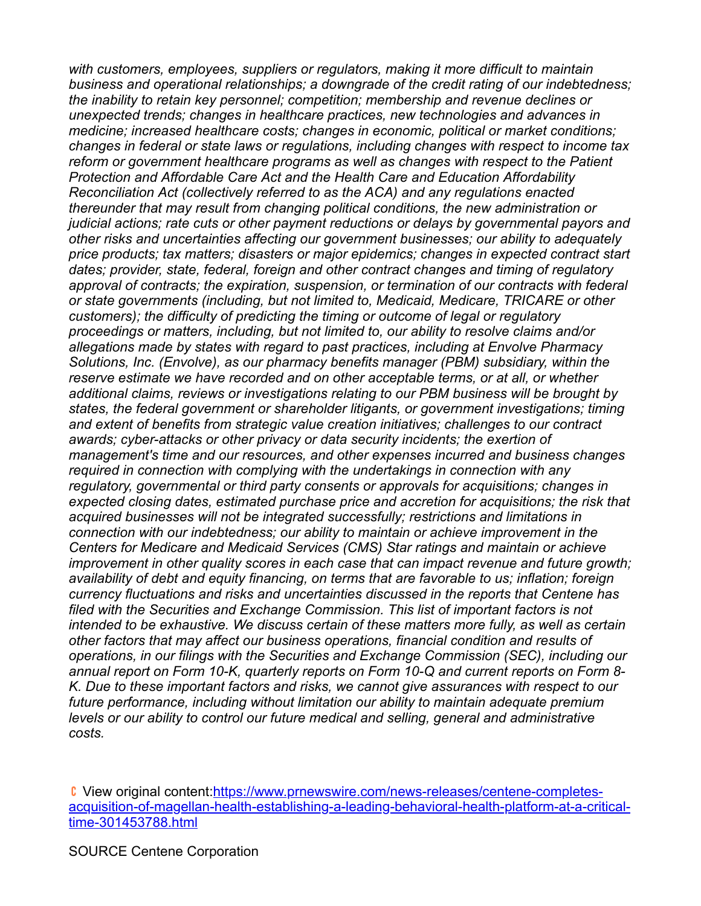*with customers, employees, suppliers or regulators, making it more difficult to maintain business and operational relationships; a downgrade of the credit rating of our indebtedness; the inability to retain key personnel; competition; membership and revenue declines or unexpected trends; changes in healthcare practices, new technologies and advances in medicine; increased healthcare costs; changes in economic, political or market conditions; changes in federal or state laws or regulations, including changes with respect to income tax reform or government healthcare programs as well as changes with respect to the Patient Protection and Affordable Care Act and the Health Care and Education Affordability Reconciliation Act (collectively referred to as the ACA) and any regulations enacted thereunder that may result from changing political conditions, the new administration or judicial actions; rate cuts or other payment reductions or delays by governmental payors and other risks and uncertainties affecting our government businesses; our ability to adequately price products; tax matters; disasters or major epidemics; changes in expected contract start dates; provider, state, federal, foreign and other contract changes and timing of regulatory approval of contracts; the expiration, suspension, or termination of our contracts with federal or state governments (including, but not limited to, Medicaid, Medicare, TRICARE or other customers); the difficulty of predicting the timing or outcome of legal or regulatory proceedings or matters, including, but not limited to, our ability to resolve claims and/or allegations made by states with regard to past practices, including at Envolve Pharmacy Solutions, Inc. (Envolve), as our pharmacy benefits manager (PBM) subsidiary, within the reserve estimate we have recorded and on other acceptable terms, or at all, or whether additional claims, reviews or investigations relating to our PBM business will be brought by states, the federal government or shareholder litigants, or government investigations; timing and extent of benefits from strategic value creation initiatives; challenges to our contract awards; cyber-attacks or other privacy or data security incidents; the exertion of management's time and our resources, and other expenses incurred and business changes required in connection with complying with the undertakings in connection with any regulatory, governmental or third party consents or approvals for acquisitions; changes in expected closing dates, estimated purchase price and accretion for acquisitions; the risk that acquired businesses will not be integrated successfully; restrictions and limitations in connection with our indebtedness; our ability to maintain or achieve improvement in the Centers for Medicare and Medicaid Services (CMS) Star ratings and maintain or achieve improvement in other quality scores in each case that can impact revenue and future growth; availability of debt and equity financing, on terms that are favorable to us; inflation; foreign currency fluctuations and risks and uncertainties discussed in the reports that Centene has filed with the Securities and Exchange Commission. This list of important factors is not intended to be exhaustive. We discuss certain of these matters more fully, as well as certain other factors that may affect our business operations, financial condition and results of operations, in our filings with the Securities and Exchange Commission (SEC), including our annual report on Form 10-K, quarterly reports on Form 10-Q and current reports on Form 8-K. Due to these important factors and risks, we cannot give assurances with respect to our future performance, including without limitation our ability to maintain adequate premium levels or our ability to control our future medical and selling, general and administrative costs.*

View original content:[https://www.prnewswire.com/news-releases/centene-completes-acquisition-of-magellan-health-establishing-a-leading-behavioral-health-platform-at-a-critical-time-301453788.html](https://www.prnewswire.com/news-releases/centene-completes-acquisition-of-magellan-health-establishing-a-leading-behavioral-health-platform-at-a-critical-time-301453788.html)

SOURCE Centene Corporation